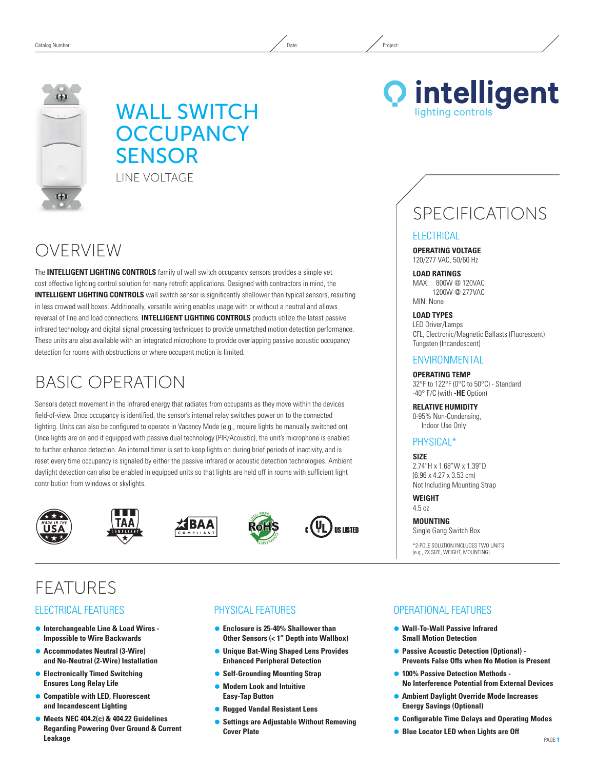Catalog Number: Date: Project:

# WALL SWITCH OCCUPANCY SENSOR

LINE VOLTAGE

intelligent lighting controls

## OVERVIEW

The **INTELLIGENT LIGHTING CONTROLS** family of wall switch occupancy sensors provides a simple yet cost effective lighting control solution for many retrofit applications. Designed with contractors in mind, the **INTELLIGENT LIGHTING CONTROLS** wall switch sensor is significantly shallower than typical sensors, resulting in less crowed wall boxes. Additionally, versatile wiring enables usage with or without a neutral and allows reversal of line and load connections. **INTELLIGENT LIGHTING CONTROLS** products utilize the latest passive infrared technology and digital signal processing techniques to provide unmatched motion detection performance. These units are also available with an integrated microphone to provide overlapping passive acoustic occupancy detection for rooms with obstructions or where occupant motion is limited.

## BASIC OPERATION

Sensors detect movement in the infrared energy that radiates from occupants as they move within the devices field-of-view. Once occupancy is identified, the sensor's internal relay switches power on to the connected lighting. Units can also be configured to operate in Vacancy Mode (e.g., require lights be manually switched on). Once lights are on and if equipped with passive dual technology (PIR/Acoustic), the unit's microphone is enabled to further enhance detection. An internal timer is set to keep lights on during brief periods of inactivity, and is reset every time occupancy is signaled by either the passive infrared or acoustic detection technologies. Ambient daylight detection can also be enabled in equipped units so that lights are held off in rooms with sufficient light contribution from windows or skylights.

MADE IN THE USA · TAA COMPLIANT · BAA COMPLIANT · RoHS LEAD FREE COMPLIANT · c UL US LISTED

## SPECIFICATIONS

### ELECTRICAL

**OPERATING VOLTAGE**
120/277 VAC, 50/60 Hz

**LOAD RATINGS**
MAX: 800W @ 120VAC
1200W @ 277VAC
MIN: None

**LOAD TYPES**
LED Driver/Lamps
CFL, Electronic/Magnetic Ballasts (Fluorescent)
Tungsten (Incandescent)

### ENVIRONMENTAL

**OPERATING TEMP**
32°F to 122°F (0°C to 50°C) - Standard
-40° F/C (with **-HE** Option)

**RELATIVE HUMIDITY**
0-95% Non-Condensing,
Indoor Use Only

### PHYSICAL*

**SIZE**
2.74"H x 1.68"W x 1.39"D
(6.96 x 4.27 x 3.53 cm)
Not Including Mounting Strap

**WEIGHT**
4.5 oz

**MOUNTING**
Single Gang Switch Box

*2-POLE SOLUTION INCLUDES TWO UNITS (e.g., 2X SIZE, WEIGHT, MOUNTING)

## FEATURES

### ELECTRICAL FEATURES

- **Interchangeable Line & Load Wires - Impossible to Wire Backwards**
- **Accommodates Neutral (3-Wire) and No-Neutral (2-Wire) Installation**
- **Electronically Timed Switching Ensures Long Relay Life**
- **Compatible with LED, Fluorescent and Incandescent Lighting**
- **Meets NEC 404.2(c) & 404.22 Guidelines Regarding Powering Over Ground & Current Leakage**

### PHYSICAL FEATURES

- **Enclosure is 25-40% Shallower than Other Sensors (< 1" Depth into Wallbox)**
- **Unique Bat-Wing Shaped Lens Provides Enhanced Peripheral Detection**
- **Self-Grounding Mounting Strap**
- **Modern Look and Intuitive Easy-Tap Button**
- **Rugged Vandal Resistant Lens**
- **Settings are Adjustable Without Removing Cover Plate**

### OPERATIONAL FEATURES

- **Wall-To-Wall Passive Infrared Small Motion Detection**
- **Passive Acoustic Detection (Optional) - Prevents False Offs when No Motion is Present**
- **100% Passive Detection Methods - No Interference Potential from External Devices**
- **Ambient Daylight Override Mode Increases Energy Savings (Optional)**
- **Configurable Time Delays and Operating Modes**
- **Blue Locator LED when Lights are Off**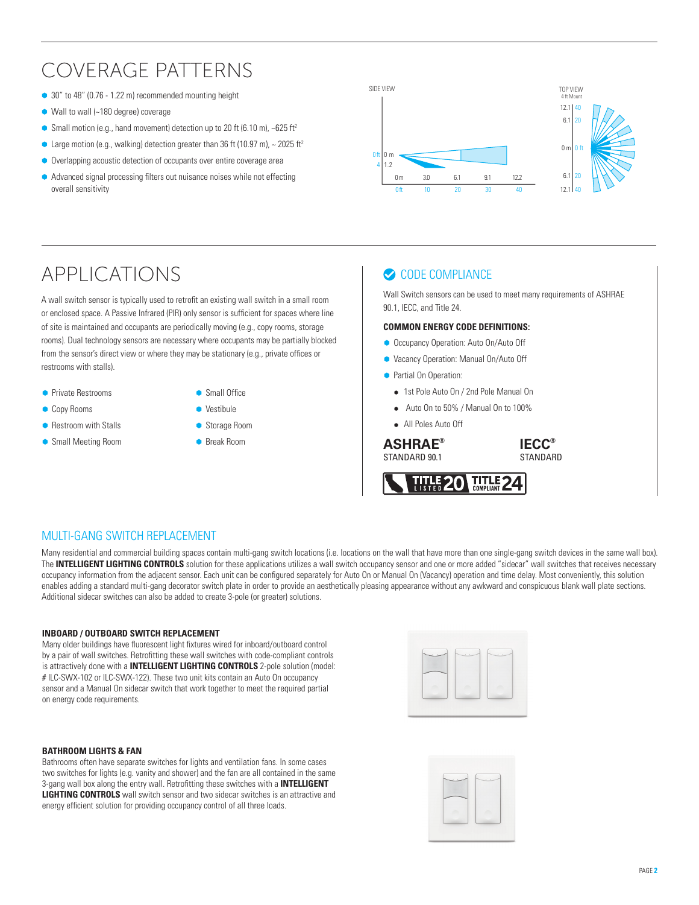# COVERAGE PATTERNS

- 30" to 48" (0.76 - 1.22 m) recommended mounting height
- Wall to wall (~180 degree) coverage
- Small motion (e.g., hand movement) detection up to 20 ft (6.10 m), ~625 ft²
- Large motion (e.g., walking) detection greater than 36 ft (10.97 m), ~ 2025 ft²
- Overlapping acoustic detection of occupants over entire coverage area
- Advanced signal processing filters out nuisance noises while not effecting overall sensitivity

# APPLICATIONS

A wall switch sensor is typically used to retrofit an existing wall switch in a small room or enclosed space. A Passive Infrared (PIR) only sensor is sufficient for spaces where line of site is maintained and occupants are periodically moving (e.g., copy rooms, storage rooms). Dual technology sensors are necessary where occupants may be partially blocked from the sensor's direct view or where they may be stationary (e.g., private offices or restrooms with stalls).

- Private Restrooms
- Copy Rooms
- Restroom with Stalls
- Small Meeting Room
- Small Office
- Vestibule
- Storage Room
- Break Room

## CODE COMPLIANCE

Wall Switch sensors can be used to meet many requirements of ASHRAE 90.1, IECC, and Title 24.

**COMMON ENERGY CODE DEFINITIONS:**

- Occupancy Operation: Auto On/Auto Off
- Vacancy Operation: Manual On/Auto Off
- Partial On Operation:
  - 1st Pole Auto On / 2nd Pole Manual On
  - Auto On to 50% / Manual On to 100%
  - All Poles Auto Off

**ASHRAE®** STANDARD 90.1

**IECC®** STANDARD

TITLE 20 LISTED · TITLE 24 COMPLIANT

## MULTI-GANG SWITCH REPLACEMENT

Many residential and commercial building spaces contain multi-gang switch locations (i.e. locations on the wall that have more than one single-gang switch devices in the same wall box). The **INTELLIGENT LIGHTING CONTROLS** solution for these applications utilizes a wall switch occupancy sensor and one or more added "sidecar" wall switches that receives necessary occupancy information from the adjacent sensor. Each unit can be configured separately for Auto On or Manual On (Vacancy) operation and time delay. Most conveniently, this solution enables adding a standard multi-gang decorator switch plate in order to provide an aesthetically pleasing appearance without any awkward and conspicuous blank wall plate sections. Additional sidecar switches can also be added to create 3-pole (or greater) solutions.

### INBOARD / OUTBOARD SWITCH REPLACEMENT

Many older buildings have fluorescent light fixtures wired for inboard/outboard control by a pair of wall switches. Retrofitting these wall switches with code-compliant controls is attractively done with a **INTELLIGENT LIGHTING CONTROLS** 2-pole solution (model: # ILC-SWX-102 or ILC-SWX-122). These two unit kits contain an Auto On occupancy sensor and a Manual On sidecar switch that work together to meet the required partial on energy code requirements.

### BATHROOM LIGHTS & FAN

Bathrooms often have separate switches for lights and ventilation fans. In some cases two switches for lights (e.g. vanity and shower) and the fan are all contained in the same 3-gang wall box along the entry wall. Retrofitting these switches with a **INTELLIGENT LIGHTING CONTROLS** wall switch sensor and two sidecar switches is an attractive and energy efficient solution for providing occupancy control of all three loads.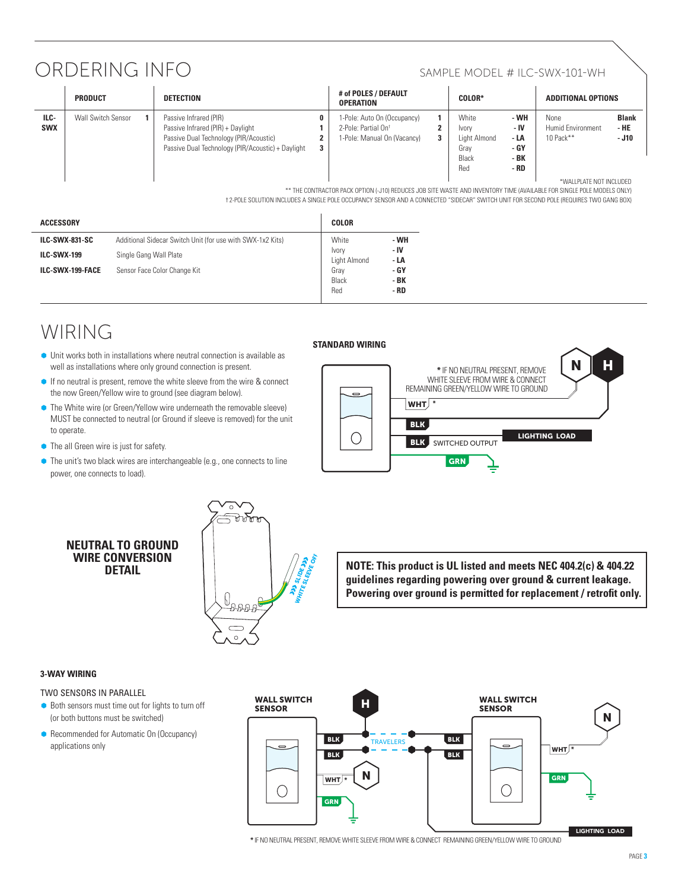# ORDERING INFO

SAMPLE MODEL # ILC-SWX-101-WH

| | PRODUCT | | DETECTION | | # of POLES / DEFAULT OPERATION | | COLOR* | | ADDITIONAL OPTIONS | |
|---|---|---|---|---|---|---|---|---|---|---|
| ILC-SWX | Wall Switch Sensor | 1 | Passive Infrared (PIR) | 0 | 1-Pole: Auto On (Occupancy) | 1 | White | - WH | None | Blank |
| | | | Passive Infrared (PIR) + Daylight | 1 | 2-Pole: Partial On† | 2 | Ivory | - IV | Humid Environment | - HE |
| | | | Passive Dual Technology (PIR/Acoustic) | 2 | 1-Pole: Manual On (Vacancy) | 3 | Light Almond | - LA | 10 Pack** | - J10 |
| | | | Passive Dual Technology (PIR/Acoustic) + Daylight | 3 | | | Gray | - GY | | |
| | | | | | | | Black | - BK | | |
| | | | | | | | Red | - RD | | |

*WALLPLATE NOT INCLUDED

** THE CONTRACTOR PACK OPTION (-J10) REDUCES JOB SITE WASTE AND INVENTORY TIME (AVAILABLE FOR SINGLE POLE MODELS ONLY)

† 2-POLE SOLUTION INCLUDES A SINGLE POLE OCCUPANCY SENSOR AND A CONNECTED "SIDECAR" SWITCH UNIT FOR SECOND POLE (REQUIRES TWO GANG BOX)

| ACCESSORY | | COLOR | |
|---|---|---|---|
| ILC-SWX-831-SC | Additional Sidecar Switch Unit (for use with SWX-1x2 Kits) | White | - WH |
| ILC-SWX-199 | Single Gang Wall Plate | Ivory | - IV |
| ILC-SWX-199-FACE | Sensor Face Color Change Kit | Light Almond | - LA |
| | | Gray | - GY |
| | | Black | - BK |
| | | Red | - RD |

# WIRING

- Unit works both in installations where neutral connection is available as well as installations where only ground connection is present.
- If no neutral is present, remove the white sleeve from the wire & connect the now Green/Yellow wire to ground (see diagram below).
- The White wire (or Green/Yellow wire underneath the removable sleeve) MUST be connected to neutral (or Ground if sleeve is removed) for the unit to operate.
- The all Green wire is just for safety.
- The unit's two black wires are interchangeable (e.g., one connects to line power, one connects to load).

### STANDARD WIRING

* IF NO NEUTRAL PRESENT, REMOVE WHITE SLEEVE FROM WIRE & CONNECT REMAINING GREEN/YELLOW WIRE TO GROUND

N | H | WHT * | BLK | BLK SWITCHED OUTPUT | LIGHTING LOAD | GRN

### NEUTRAL TO GROUND WIRE CONVERSION DETAIL

SLIDE WHITE SLEEVE OFF

**NOTE: This product is UL listed and meets NEC 404.2(c) & 404.22 guidelines regarding powering over ground & current leakage. Powering over ground is permitted for replacement / retrofit only.**

### 3-WAY WIRING

TWO SENSORS IN PARALLEL

- Both sensors must time out for lights to turn off (or both buttons must be switched)
- Recommended for Automatic On (Occupancy) applications only

WALL SWITCH SENSOR | H | BLK | BLK | TRAVELERS | WHT * | N | GRN | WALL SWITCH SENSOR | N | BLK | BLK | WHT * | GRN | LIGHTING LOAD

* IF NO NEUTRAL PRESENT, REMOVE WHITE SLEEVE FROM WIRE & CONNECT REMAINING GREEN/YELLOW WIRE TO GROUND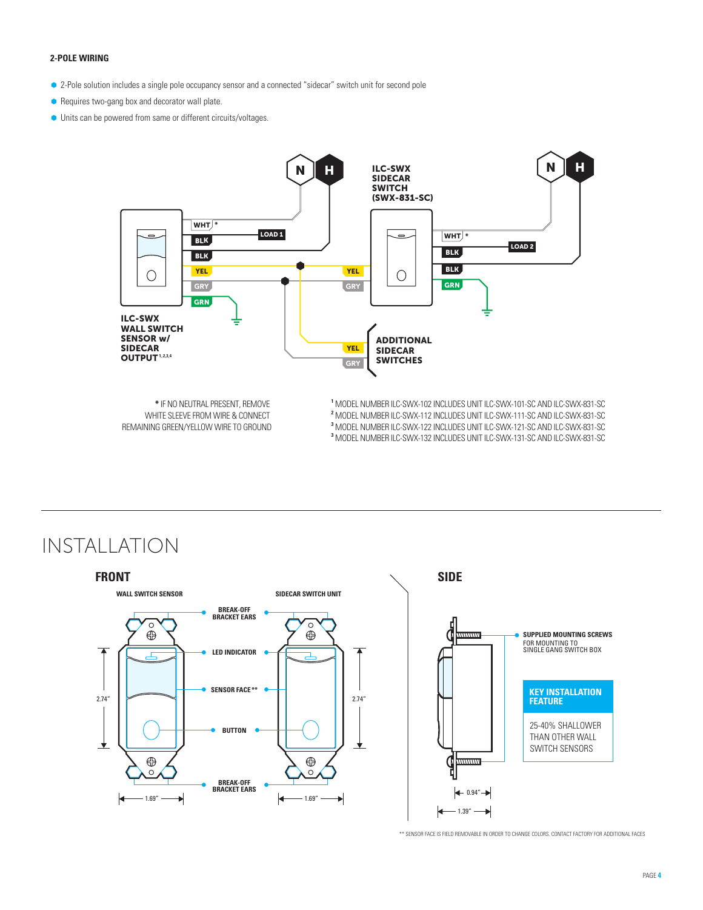## 2-POLE WIRING

- 2-Pole solution includes a single pole occupancy sensor and a connected "sidecar" switch unit for second pole
- Requires two-gang box and decorator wall plate.
- Units can be powered from same or different circuits/voltages.

N H

ILC-SWX SIDECAR SWITCH (SWX-831-SC)

N H

WHT * LOAD 1 BLK BLK YEL GRY GRN

WHT * BLK LOAD 2 BLK GRN

YEL GRY

ILC-SWX WALL SWITCH SENSOR w/ SIDECAR OUTPUT[1,2,3,4]

YEL GRY

ADDITIONAL SIDECAR SWITCHES

* IF NO NEUTRAL PRESENT, REMOVE WHITE SLEEVE FROM WIRE & CONNECT REMAINING GREEN/YELLOW WIRE TO GROUND

[1] MODEL NUMBER ILC-SWX-102 INCLUDES UNIT ILC-SWX-101-SC AND ILC-SWX-831-SC
[2] MODEL NUMBER ILC-SWX-112 INCLUDES UNIT ILC-SWX-111-SC AND ILC-SWX-831-SC
[3] MODEL NUMBER ILC-SWX-122 INCLUDES UNIT ILC-SWX-121-SC AND ILC-SWX-831-SC
[3] MODEL NUMBER ILC-SWX-132 INCLUDES UNIT ILC-SWX-131-SC AND ILC-SWX-831-SC

# INSTALLATION

## FRONT

WALL SWITCH SENSOR

SIDECAR SWITCH UNIT

BREAK-OFF BRACKET EARS

LED INDICATOR

SENSOR FACE**

BUTTON

BREAK-OFF BRACKET EARS

2.74"

2.74"

1.69"

1.69"

## SIDE

**SUPPLIED MOUNTING SCREWS** FOR MOUNTING TO SINGLE GANG SWITCH BOX

**KEY INSTALLATION FEATURE**

25-40% SHALLOWER THAN OTHER WALL SWITCH SENSORS

0.94"

1.39"

** SENSOR FACE IS FIELD REMOVABLE IN ORDER TO CHANGE COLORS. CONTACT FACTORY FOR ADDITIONAL FACES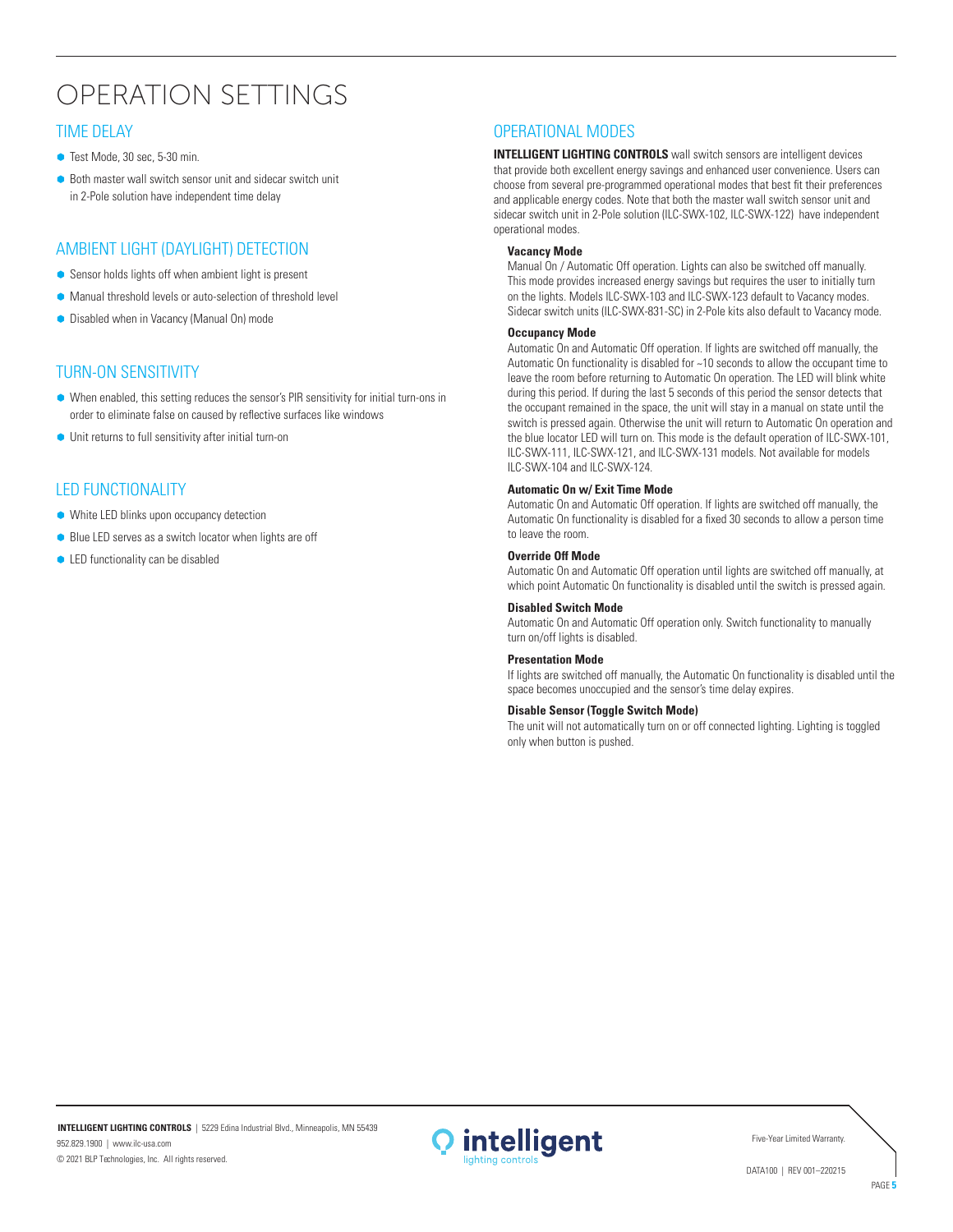# OPERATION SETTINGS

## TIME DELAY

- Test Mode, 30 sec, 5-30 min.
- Both master wall switch sensor unit and sidecar switch unit in 2-Pole solution have independent time delay

## AMBIENT LIGHT (DAYLIGHT) DETECTION

- Sensor holds lights off when ambient light is present
- Manual threshold levels or auto-selection of threshold level
- Disabled when in Vacancy (Manual On) mode

## TURN-ON SENSITIVITY

- When enabled, this setting reduces the sensor's PIR sensitivity for initial turn-ons in order to eliminate false on caused by reflective surfaces like windows
- Unit returns to full sensitivity after initial turn-on

## LED FUNCTIONALITY

- White LED blinks upon occupancy detection
- Blue LED serves as a switch locator when lights are off
- LED functionality can be disabled

## OPERATIONAL MODES

**INTELLIGENT LIGHTING CONTROLS** wall switch sensors are intelligent devices that provide both excellent energy savings and enhanced user convenience. Users can choose from several pre-programmed operational modes that best fit their preferences and applicable energy codes. Note that both the master wall switch sensor unit and sidecar switch unit in 2-Pole solution (ILC-SWX-102, ILC-SWX-122) have independent operational modes.

**Vacancy Mode**

Manual On / Automatic Off operation. Lights can also be switched off manually. This mode provides increased energy savings but requires the user to initially turn on the lights. Models ILC-SWX-103 and ILC-SWX-123 default to Vacancy modes. Sidecar switch units (ILC-SWX-831-SC) in 2-Pole kits also default to Vacancy mode.

**Occupancy Mode**

Automatic On and Automatic Off operation. If lights are switched off manually, the Automatic On functionality is disabled for ~10 seconds to allow the occupant time to leave the room before returning to Automatic On operation. The LED will blink white during this period. If during the last 5 seconds of this period the sensor detects that the occupant remained in the space, the unit will stay in a manual on state until the switch is pressed again. Otherwise the unit will return to Automatic On operation and the blue locator LED will turn on. This mode is the default operation of ILC-SWX-101, ILC-SWX-111, ILC-SWX-121, and ILC-SWX-131 models. Not available for models ILC-SWX-104 and ILC-SWX-124.

**Automatic On w/ Exit Time Mode**

Automatic On and Automatic Off operation. If lights are switched off manually, the Automatic On functionality is disabled for a fixed 30 seconds to allow a person time to leave the room.

**Override Off Mode**

Automatic On and Automatic Off operation until lights are switched off manually, at which point Automatic On functionality is disabled until the switch is pressed again.

**Disabled Switch Mode**

Automatic On and Automatic Off operation only. Switch functionality to manually turn on/off lights is disabled.

**Presentation Mode**

If lights are switched off manually, the Automatic On functionality is disabled until the space becomes unoccupied and the sensor's time delay expires.

**Disable Sensor (Toggle Switch Mode)**

The unit will not automatically turn on or off connected lighting. Lighting is toggled only when button is pushed.

**INTELLIGENT LIGHTING CONTROLS** | 5229 Edina Industrial Blvd., Minneapolis, MN 55439
952.829.1900 | www.ilc-usa.com
© 2021 BLP Technologies, Inc. All rights reserved.

Five-Year Limited Warranty.

DATA100 | REV 001–220215